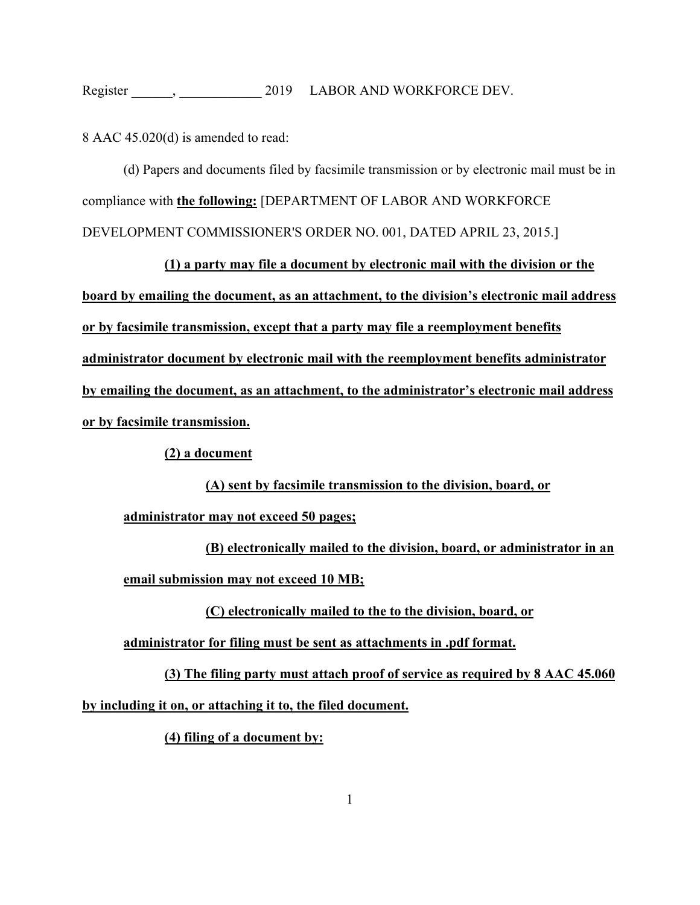Register ______, ____________ 2019 LABOR AND WORKFORCE DEV.

8 AAC 45.020(d) is amended to read:

(d) Papers and documents filed by facsimile transmission or by electronic mail must be in compliance with **<u>the following:</u>** [DEPARTMENT OF LABOR AND WORKFORCE DEVELOPMENT COMMISSIONER'S ORDER NO. 001, DATED APRIL 23, 2015.]

**<u>(1) a party may file a document by electronic mail with the division or the board by emailing the document, as an attachment, to the division's electronic mail address or by facsimile transmission, except that a party may file a reemployment benefits administrator document by electronic mail with the reemployment benefits administrator by emailing the document, as an attachment, to the administrator's electronic mail address or by facsimile transmission.</u>**

**<u>(2) a document</u>**

**<u>(A) sent by facsimile transmission to the division, board, or administrator may not exceed 50 pages;</u>**

**<u>(B) electronically mailed to the division, board, or administrator in an email submission may not exceed 10 MB;</u>**

**<u>(C) electronically mailed to the to the division, board, or administrator for filing must be sent as attachments in .pdf format.</u>**

**<u>(3) The filing party must attach proof of service as required by 8 AAC 45.060 by including it on, or attaching it to, the filed document.</u>**

**<u>(4) filing of a document by:</u>**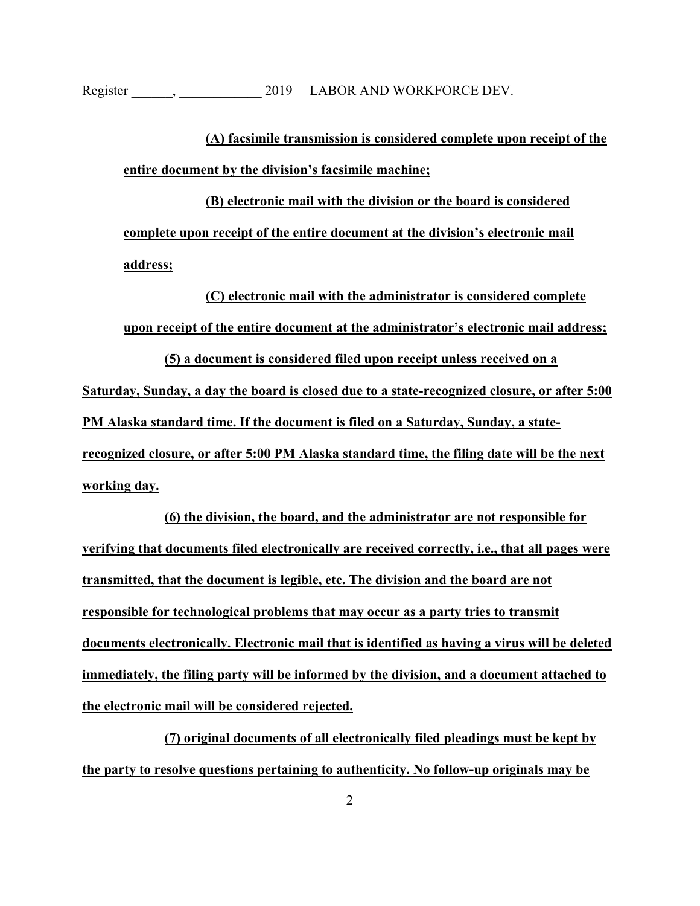**(A) facsimile transmission is considered complete upon receipt of the entire document by the division's facsimile machine;**

**(B) electronic mail with the division or the board is considered complete upon receipt of the entire document at the division's electronic mail address;**

**(C) electronic mail with the administrator is considered complete upon receipt of the entire document at the administrator's electronic mail address;**

**(5) a document is considered filed upon receipt unless received on a Saturday, Sunday, a day the board is closed due to a state-recognized closure, or after 5:00 PM Alaska standard time. If the document is filed on a Saturday, Sunday, a state-recognized closure, or after 5:00 PM Alaska standard time, the filing date will be the next working day.**

**(6) the division, the board, and the administrator are not responsible for verifying that documents filed electronically are received correctly, i.e., that all pages were transmitted, that the document is legible, etc. The division and the board are not responsible for technological problems that may occur as a party tries to transmit documents electronically. Electronic mail that is identified as having a virus will be deleted immediately, the filing party will be informed by the division, and a document attached to the electronic mail will be considered rejected.**

**(7) original documents of all electronically filed pleadings must be kept by the party to resolve questions pertaining to authenticity. No follow-up originals may be**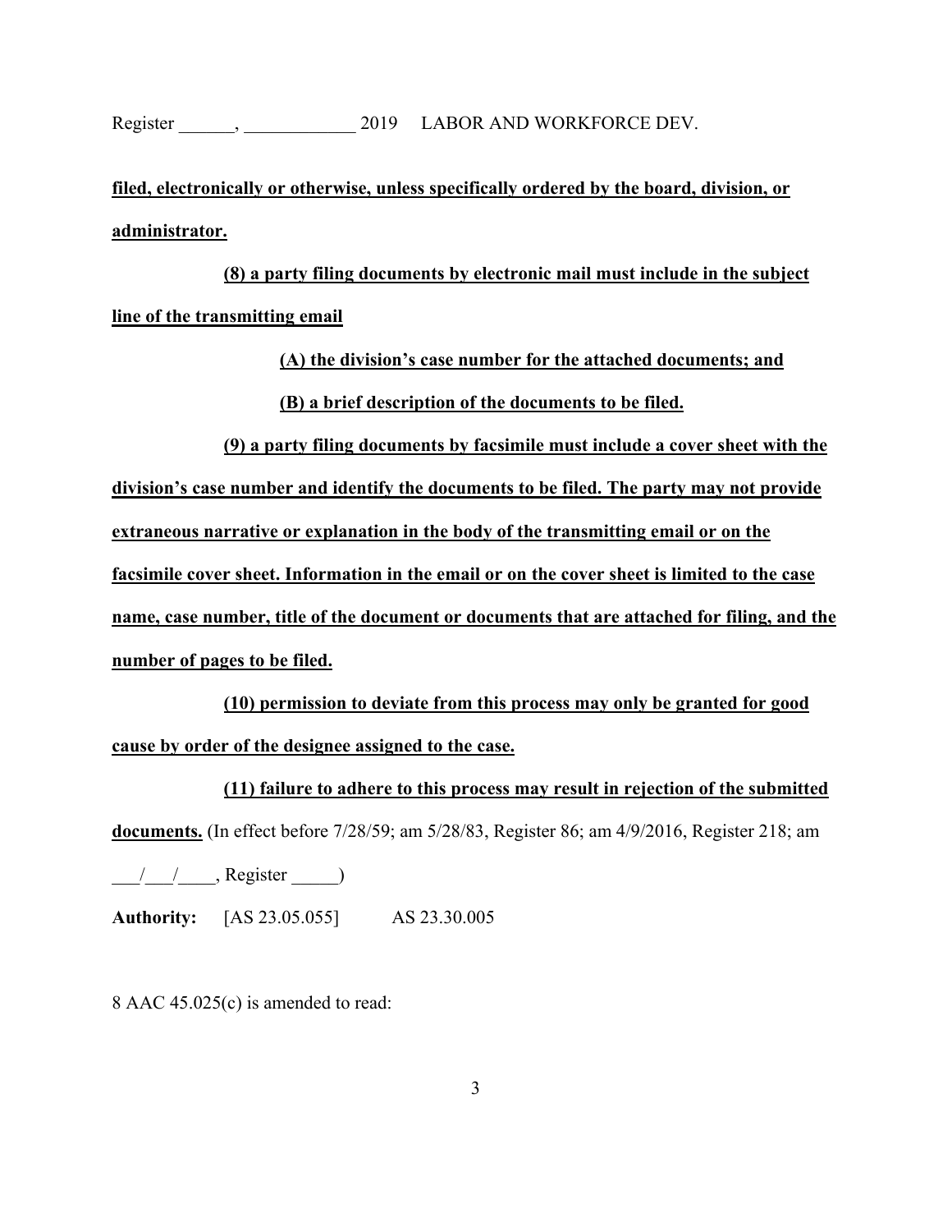**filed, electronically or otherwise, unless specifically ordered by the board, division, or administrator.**

**(8) a party filing documents by electronic mail must include in the subject line of the transmitting email**

**(A) the division's case number for the attached documents; and**

**(B) a brief description of the documents to be filed.**

**(9) a party filing documents by facsimile must include a cover sheet with the division's case number and identify the documents to be filed. The party may not provide extraneous narrative or explanation in the body of the transmitting email or on the facsimile cover sheet. Information in the email or on the cover sheet is limited to the case name, case number, title of the document or documents that are attached for filing, and the number of pages to be filed.**

**(10) permission to deviate from this process may only be granted for good cause by order of the designee assigned to the case.**

**(11) failure to adhere to this process may result in rejection of the submitted documents.** (In effect before 7/28/59; am 5/28/83, Register 86; am 4/9/2016, Register 218; am \_\_\_/\_\_\_/\_\_\_\_, Register \_\_\_\_\_)

**Authority:** [AS 23.05.055] AS 23.30.005

8 AAC 45.025(c) is amended to read: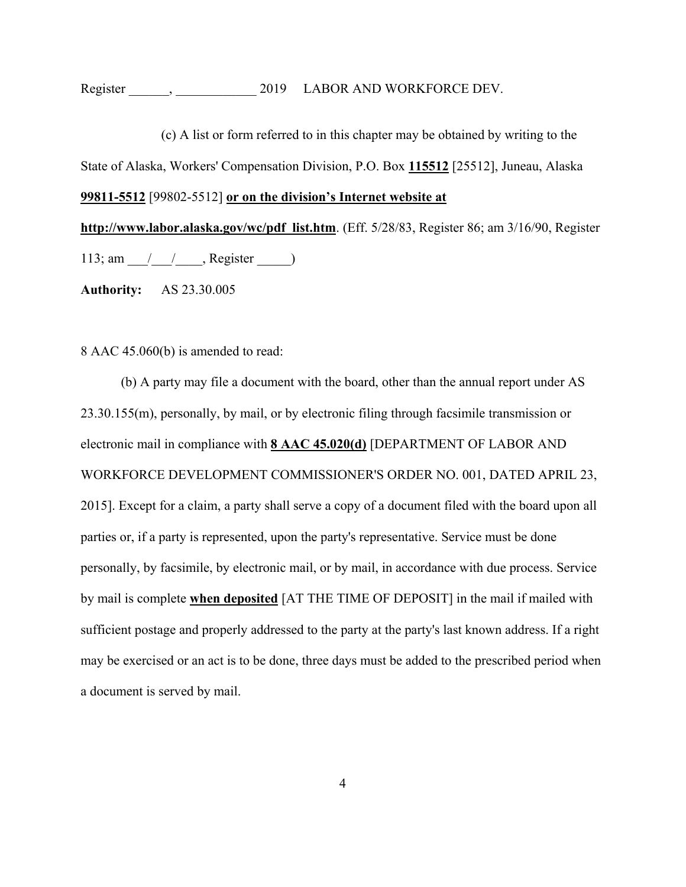(c) A list or form referred to in this chapter may be obtained by writing to the State of Alaska, Workers' Compensation Division, P.O. Box **115512** [25512], Juneau, Alaska **99811-5512** [99802-5512] **or on the division's Internet website at http://www.labor.alaska.gov/wc/pdf_list.htm**. (Eff. 5/28/83, Register 86; am 3/16/90, Register 113; am \_\_\_/\_\_\_/\_\_\_\_, Register \_\_\_\_\_)

**Authority:** AS 23.30.005

8 AAC 45.060(b) is amended to read:

(b) A party may file a document with the board, other than the annual report under AS 23.30.155(m), personally, by mail, or by electronic filing through facsimile transmission or electronic mail in compliance with **8 AAC 45.020(d)** [DEPARTMENT OF LABOR AND WORKFORCE DEVELOPMENT COMMISSIONER'S ORDER NO. 001, DATED APRIL 23, 2015]. Except for a claim, a party shall serve a copy of a document filed with the board upon all parties or, if a party is represented, upon the party's representative. Service must be done personally, by facsimile, by electronic mail, or by mail, in accordance with due process. Service by mail is complete **when deposited** [AT THE TIME OF DEPOSIT] in the mail if mailed with sufficient postage and properly addressed to the party at the party's last known address. If a right may be exercised or an act is to be done, three days must be added to the prescribed period when a document is served by mail.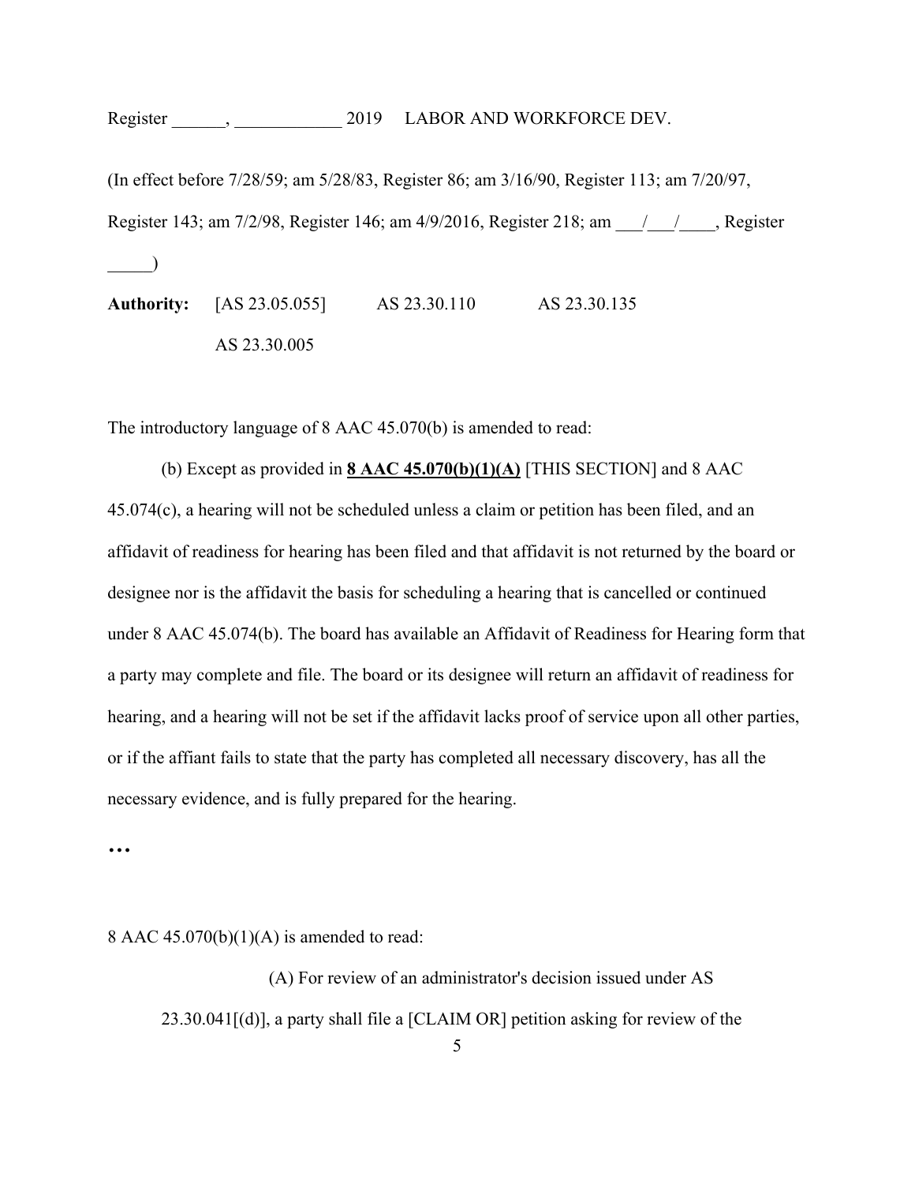(In effect before 7/28/59; am 5/28/83, Register 86; am 3/16/90, Register 113; am 7/20/97, Register 143; am 7/2/98, Register 146; am 4/9/2016, Register 218; am ___/___/____, Register _____)

**Authority:** [AS 23.05.055] AS 23.30.110 AS 23.30.135
AS 23.30.005

The introductory language of 8 AAC 45.070(b) is amended to read:

(b) Except as provided in **8 AAC 45.070(b)(1)(A)** [THIS SECTION] and 8 AAC 45.074(c), a hearing will not be scheduled unless a claim or petition has been filed, and an affidavit of readiness for hearing has been filed and that affidavit is not returned by the board or designee nor is the affidavit the basis for scheduling a hearing that is cancelled or continued under 8 AAC 45.074(b). The board has available an Affidavit of Readiness for Hearing form that a party may complete and file. The board or its designee will return an affidavit of readiness for hearing, and a hearing will not be set if the affidavit lacks proof of service upon all other parties, or if the affiant fails to state that the party has completed all necessary discovery, has all the necessary evidence, and is fully prepared for the hearing.

**…**

8 AAC 45.070(b)(1)(A) is amended to read:

(A) For review of an administrator's decision issued under AS 23.30.041[(d)], a party shall file a [CLAIM OR] petition asking for review of the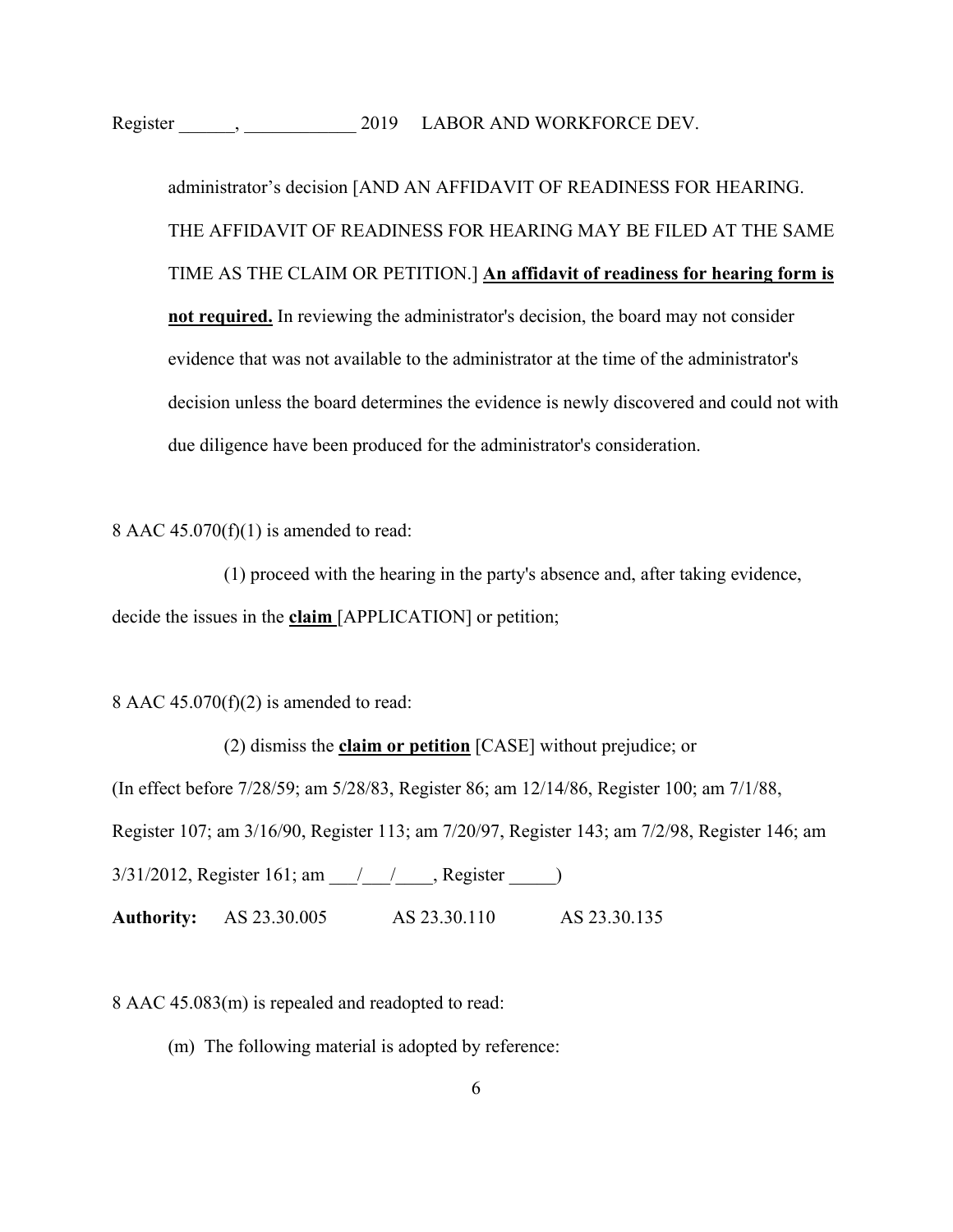administrator's decision [AND AN AFFIDAVIT OF READINESS FOR HEARING. THE AFFIDAVIT OF READINESS FOR HEARING MAY BE FILED AT THE SAME TIME AS THE CLAIM OR PETITION.] **An affidavit of readiness for hearing form is not required.** In reviewing the administrator's decision, the board may not consider evidence that was not available to the administrator at the time of the administrator's decision unless the board determines the evidence is newly discovered and could not with due diligence have been produced for the administrator's consideration.

8 AAC 45.070(f)(1) is amended to read:

(1) proceed with the hearing in the party's absence and, after taking evidence, decide the issues in the **claim** [APPLICATION] or petition;

8 AAC 45.070(f)(2) is amended to read:

(2) dismiss the **claim or petition** [CASE] without prejudice; or

(In effect before 7/28/59; am 5/28/83, Register 86; am 12/14/86, Register 100; am 7/1/88, Register 107; am 3/16/90, Register 113; am 7/20/97, Register 143; am 7/2/98, Register 146; am 3/31/2012, Register 161; am \_\_\_/\_\_\_/\_\_\_\_, Register \_\_\_\_\_)

**Authority:** AS 23.30.005 AS 23.30.110 AS 23.30.135

8 AAC 45.083(m) is repealed and readopted to read:

(m) The following material is adopted by reference: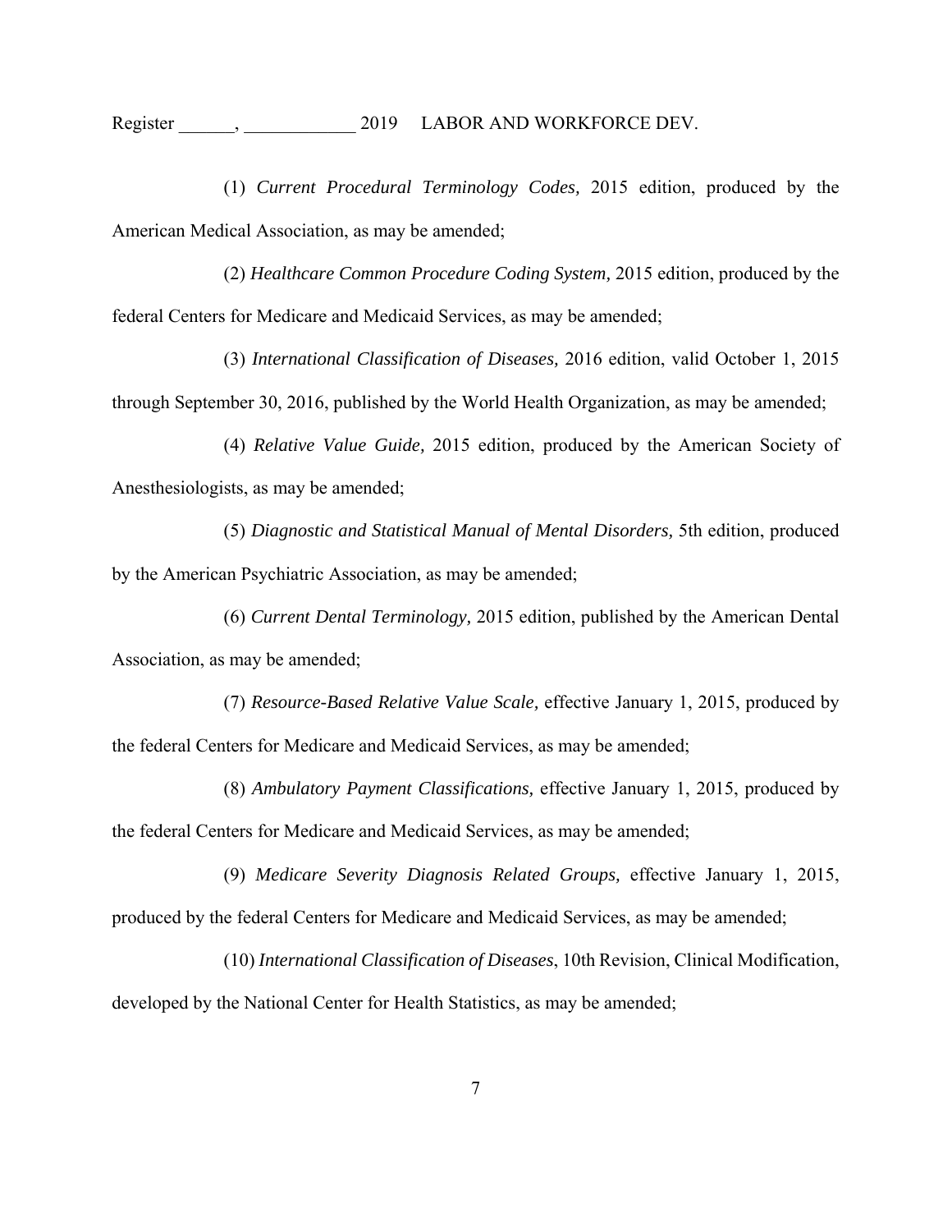(1) *Current Procedural Terminology Codes,* 2015 edition, produced by the American Medical Association, as may be amended;

(2) *Healthcare Common Procedure Coding System,* 2015 edition, produced by the federal Centers for Medicare and Medicaid Services, as may be amended;

(3) *International Classification of Diseases,* 2016 edition, valid October 1, 2015 through September 30, 2016, published by the World Health Organization, as may be amended;

(4) *Relative Value Guide,* 2015 edition, produced by the American Society of Anesthesiologists, as may be amended;

(5) *Diagnostic and Statistical Manual of Mental Disorders,* 5th edition, produced by the American Psychiatric Association, as may be amended;

(6) *Current Dental Terminology,* 2015 edition, published by the American Dental Association, as may be amended;

(7) *Resource-Based Relative Value Scale,* effective January 1, 2015, produced by the federal Centers for Medicare and Medicaid Services, as may be amended;

(8) *Ambulatory Payment Classifications,* effective January 1, 2015, produced by the federal Centers for Medicare and Medicaid Services, as may be amended;

(9) *Medicare Severity Diagnosis Related Groups,* effective January 1, 2015, produced by the federal Centers for Medicare and Medicaid Services, as may be amended;

(10) *International Classification of Diseases*, 10th Revision, Clinical Modification, developed by the National Center for Health Statistics, as may be amended;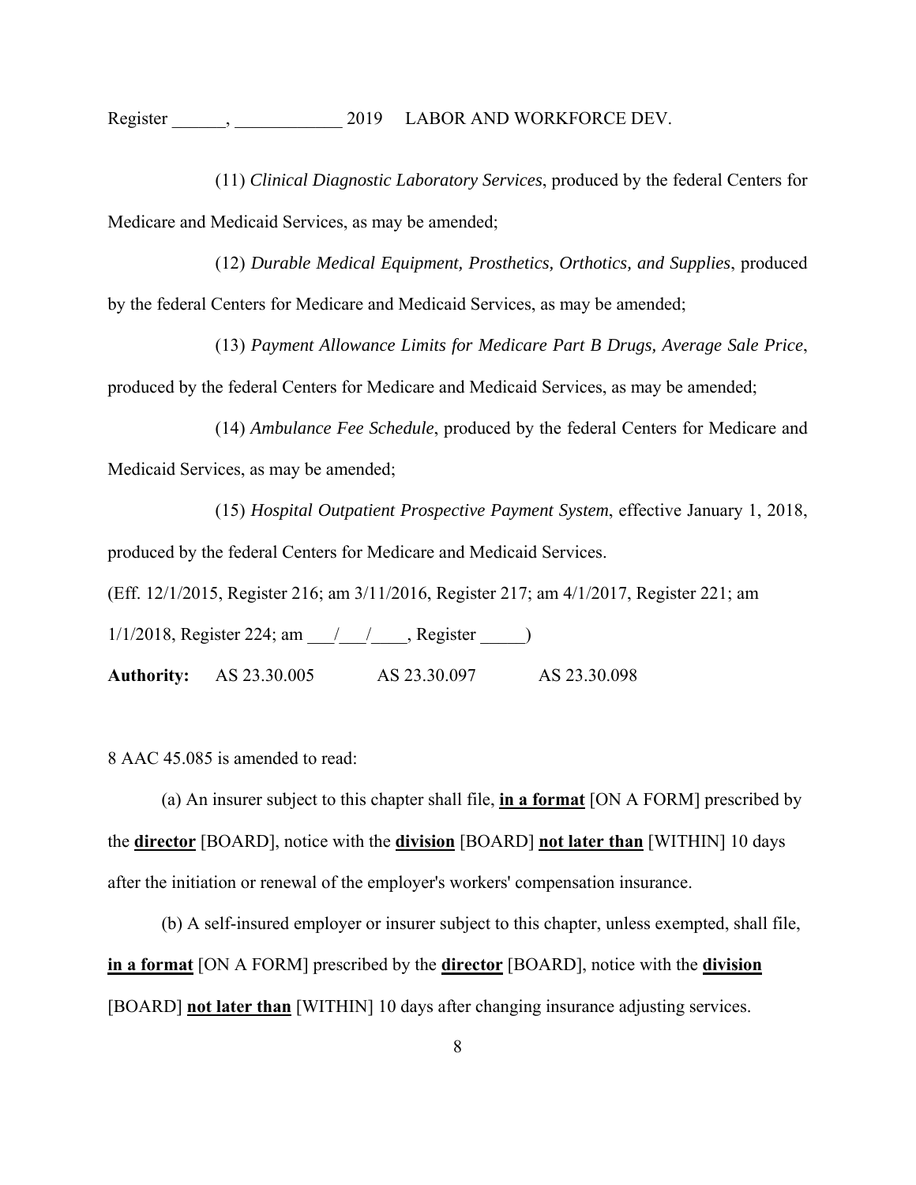(11) *Clinical Diagnostic Laboratory Services*, produced by the federal Centers for Medicare and Medicaid Services, as may be amended;

(12) *Durable Medical Equipment, Prosthetics, Orthotics, and Supplies*, produced by the federal Centers for Medicare and Medicaid Services, as may be amended;

(13) *Payment Allowance Limits for Medicare Part B Drugs, Average Sale Price*, produced by the federal Centers for Medicare and Medicaid Services, as may be amended;

(14) *Ambulance Fee Schedule*, produced by the federal Centers for Medicare and Medicaid Services, as may be amended;

(15) *Hospital Outpatient Prospective Payment System*, effective January 1, 2018, produced by the federal Centers for Medicare and Medicaid Services.

(Eff. 12/1/2015, Register 216; am 3/11/2016, Register 217; am 4/1/2017, Register 221; am 1/1/2018, Register 224; am ___/___/____, Register _____)

**Authority:** AS 23.30.005 AS 23.30.097 AS 23.30.098

8 AAC 45.085 is amended to read:

(a) An insurer subject to this chapter shall file, **in a format** [ON A FORM] prescribed by the **director** [BOARD], notice with the **division** [BOARD] **not later than** [WITHIN] 10 days after the initiation or renewal of the employer's workers' compensation insurance.

(b) A self-insured employer or insurer subject to this chapter, unless exempted, shall file, **in a format** [ON A FORM] prescribed by the **director** [BOARD], notice with the **division** [BOARD] **not later than** [WITHIN] 10 days after changing insurance adjusting services.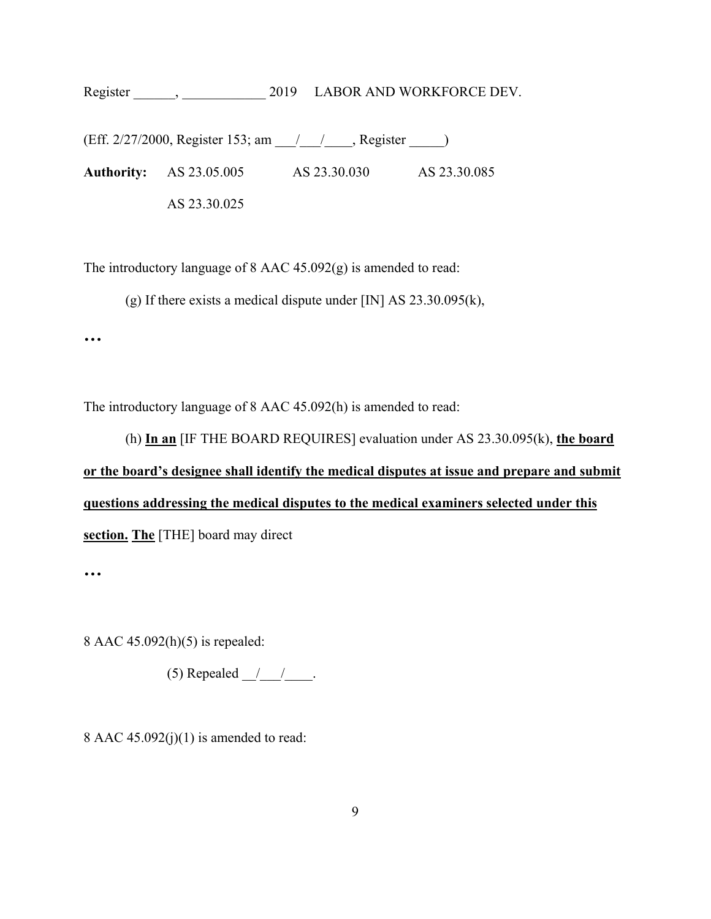(Eff. 2/27/2000, Register 153; am \_\_\_/\_\_\_/\_\_\_\_, Register \_\_\_\_\_)

**Authority:** AS 23.05.005 AS 23.30.030 AS 23.30.085

AS 23.30.025

The introductory language of 8 AAC 45.092(g) is amended to read:

(g) If there exists a medical dispute under [IN] AS 23.30.095(k),

**…**

The introductory language of 8 AAC 45.092(h) is amended to read:

(h) <u>**In an**</u> [IF THE BOARD REQUIRES] evaluation under AS 23.30.095(k), <u>**the board or the board's designee shall identify the medical disputes at issue and prepare and submit questions addressing the medical disputes to the medical examiners selected under this section.**</u> <u>**The**</u> [THE] board may direct

**…**

8 AAC 45.092(h)(5) is repealed:

(5) Repealed \_\_/\_\_\_/\_\_\_\_.

8 AAC 45.092(j)(1) is amended to read: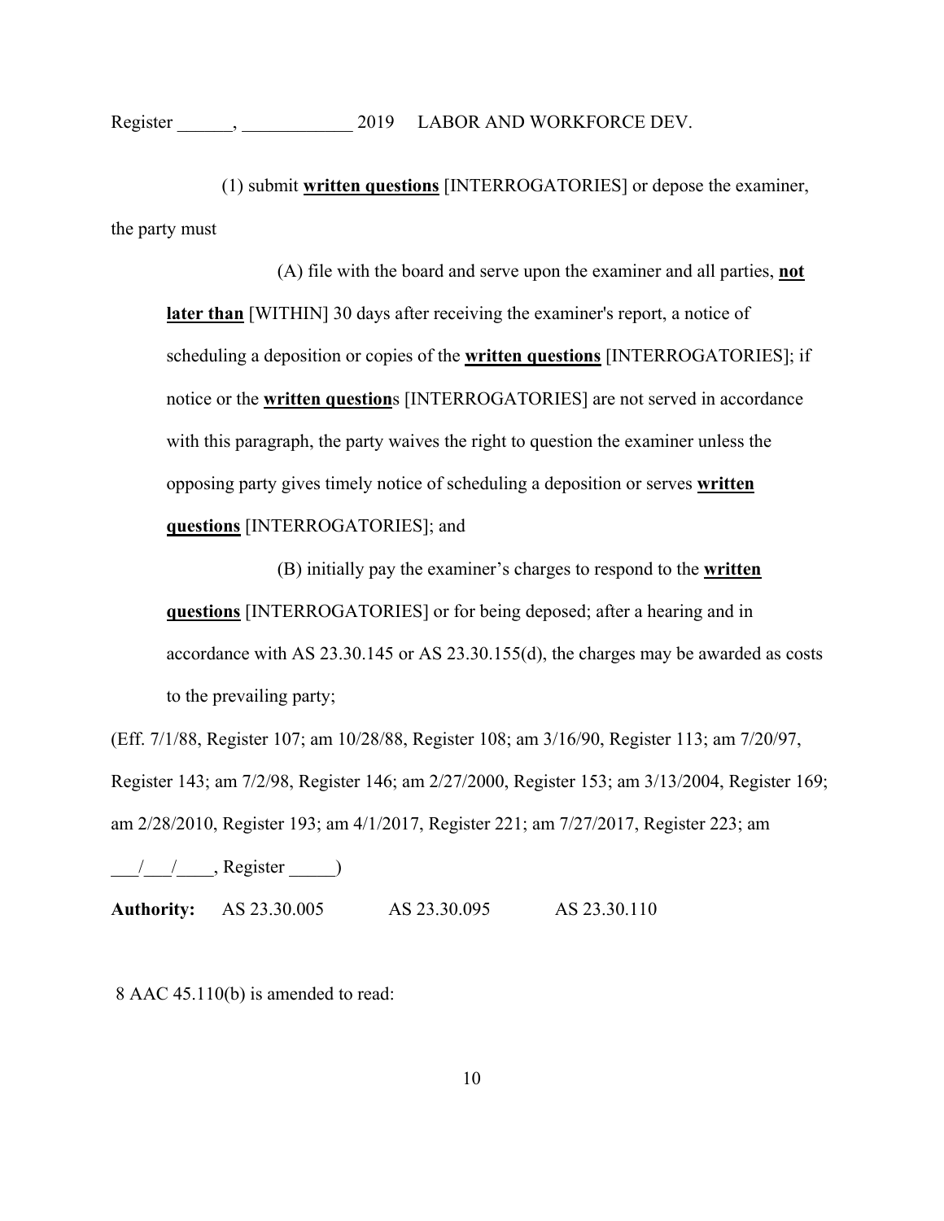(1) submit **<u>written questions</u>** [INTERROGATORIES] or depose the examiner, the party must

(A) file with the board and serve upon the examiner and all parties, **<u>not later than</u>** [WITHIN] 30 days after receiving the examiner's report, a notice of scheduling a deposition or copies of the **<u>written questions</u>** [INTERROGATORIES]; if notice or the **<u>written question</u>**s [INTERROGATORIES] are not served in accordance with this paragraph, the party waives the right to question the examiner unless the opposing party gives timely notice of scheduling a deposition or serves **<u>written questions</u>** [INTERROGATORIES]; and

(B) initially pay the examiner's charges to respond to the **<u>written questions</u>** [INTERROGATORIES] or for being deposed; after a hearing and in accordance with AS 23.30.145 or AS 23.30.155(d), the charges may be awarded as costs to the prevailing party;

(Eff. 7/1/88, Register 107; am 10/28/88, Register 108; am 3/16/90, Register 113; am 7/20/97, Register 143; am 7/2/98, Register 146; am 2/27/2000, Register 153; am 3/13/2004, Register 169; am 2/28/2010, Register 193; am 4/1/2017, Register 221; am 7/27/2017, Register 223; am ___/___/____, Register _____)

**Authority:** AS 23.30.005 AS 23.30.095 AS 23.30.110

8 AAC 45.110(b) is amended to read: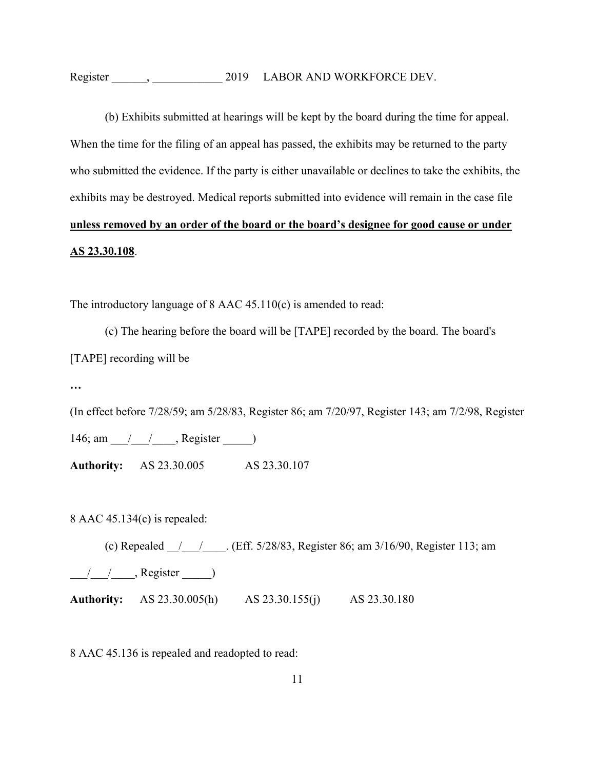(b) Exhibits submitted at hearings will be kept by the board during the time for appeal. When the time for the filing of an appeal has passed, the exhibits may be returned to the party who submitted the evidence. If the party is either unavailable or declines to take the exhibits, the exhibits may be destroyed. Medical reports submitted into evidence will remain in the case file <u>**unless removed by an order of the board or the board's designee for good cause or under AS 23.30.108**</u>.

The introductory language of 8 AAC 45.110(c) is amended to read:

(c) The hearing before the board will be [TAPE] recorded by the board. The board's [TAPE] recording will be

…

(In effect before 7/28/59; am 5/28/83, Register 86; am 7/20/97, Register 143; am 7/2/98, Register 146; am ___/___/____, Register _____)

**Authority:** AS 23.30.005 AS 23.30.107

8 AAC 45.134(c) is repealed:

(c) Repealed __/___/____. (Eff. 5/28/83, Register 86; am 3/16/90, Register 113; am ___/___/____, Register _____)

**Authority:** AS 23.30.005(h) AS 23.30.155(j) AS 23.30.180

8 AAC 45.136 is repealed and readopted to read: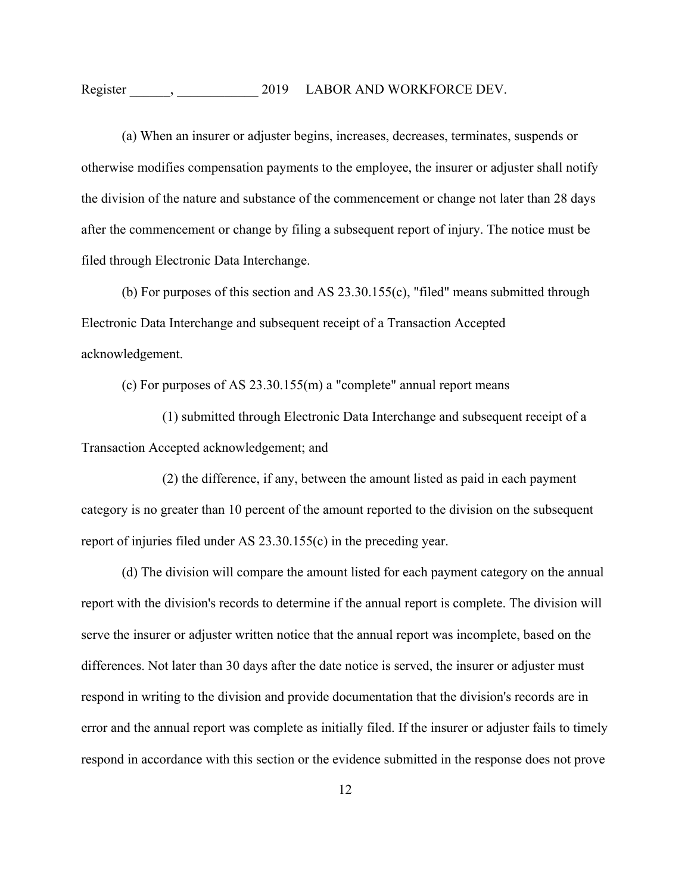(a) When an insurer or adjuster begins, increases, decreases, terminates, suspends or otherwise modifies compensation payments to the employee, the insurer or adjuster shall notify the division of the nature and substance of the commencement or change not later than 28 days after the commencement or change by filing a subsequent report of injury. The notice must be filed through Electronic Data Interchange.

(b) For purposes of this section and AS 23.30.155(c), "filed" means submitted through Electronic Data Interchange and subsequent receipt of a Transaction Accepted acknowledgement.

(c) For purposes of AS 23.30.155(m) a "complete" annual report means

(1) submitted through Electronic Data Interchange and subsequent receipt of a Transaction Accepted acknowledgement; and

(2) the difference, if any, between the amount listed as paid in each payment category is no greater than 10 percent of the amount reported to the division on the subsequent report of injuries filed under AS 23.30.155(c) in the preceding year.

(d) The division will compare the amount listed for each payment category on the annual report with the division's records to determine if the annual report is complete. The division will serve the insurer or adjuster written notice that the annual report was incomplete, based on the differences. Not later than 30 days after the date notice is served, the insurer or adjuster must respond in writing to the division and provide documentation that the division's records are in error and the annual report was complete as initially filed. If the insurer or adjuster fails to timely respond in accordance with this section or the evidence submitted in the response does not prove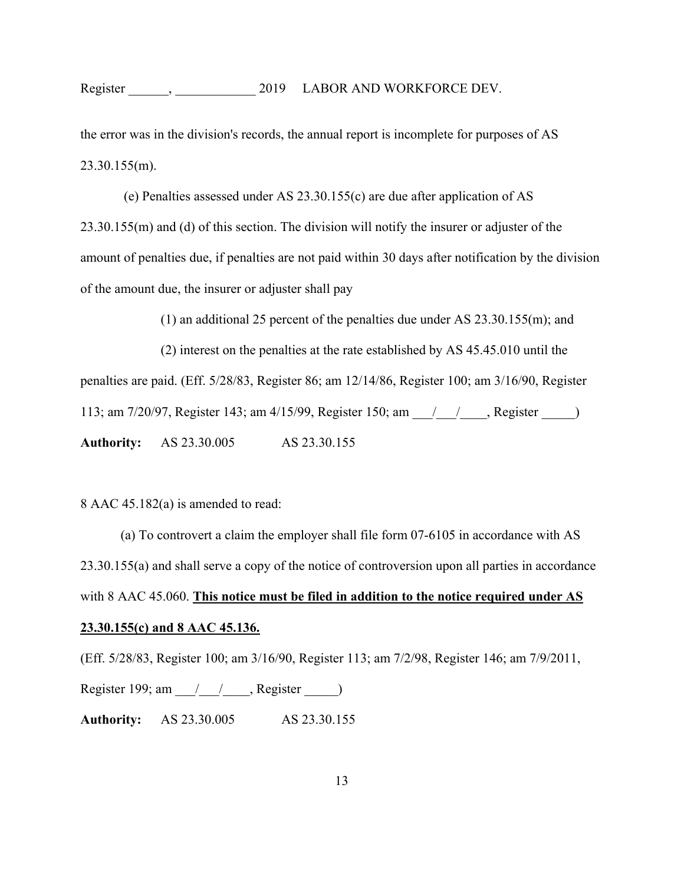the error was in the division's records, the annual report is incomplete for purposes of AS 23.30.155(m).

(e) Penalties assessed under AS 23.30.155(c) are due after application of AS 23.30.155(m) and (d) of this section. The division will notify the insurer or adjuster of the amount of penalties due, if penalties are not paid within 30 days after notification by the division of the amount due, the insurer or adjuster shall pay

(1) an additional 25 percent of the penalties due under AS 23.30.155(m); and

(2) interest on the penalties at the rate established by AS 45.45.010 until the penalties are paid. (Eff. 5/28/83, Register 86; am 12/14/86, Register 100; am 3/16/90, Register 113; am 7/20/97, Register 143; am 4/15/99, Register 150; am ___/___/____, Register _____)

**Authority:** AS 23.30.005 AS 23.30.155

8 AAC 45.182(a) is amended to read:

(a) To controvert a claim the employer shall file form 07-6105 in accordance with AS 23.30.155(a) and shall serve a copy of the notice of controversion upon all parties in accordance with 8 AAC 45.060. <u>**This notice must be filed in addition to the notice required under AS 23.30.155(c) and 8 AAC 45.136.**</u>

(Eff. 5/28/83, Register 100; am 3/16/90, Register 113; am 7/2/98, Register 146; am 7/9/2011, Register 199; am ___/___/____, Register _____)

**Authority:** AS 23.30.005 AS 23.30.155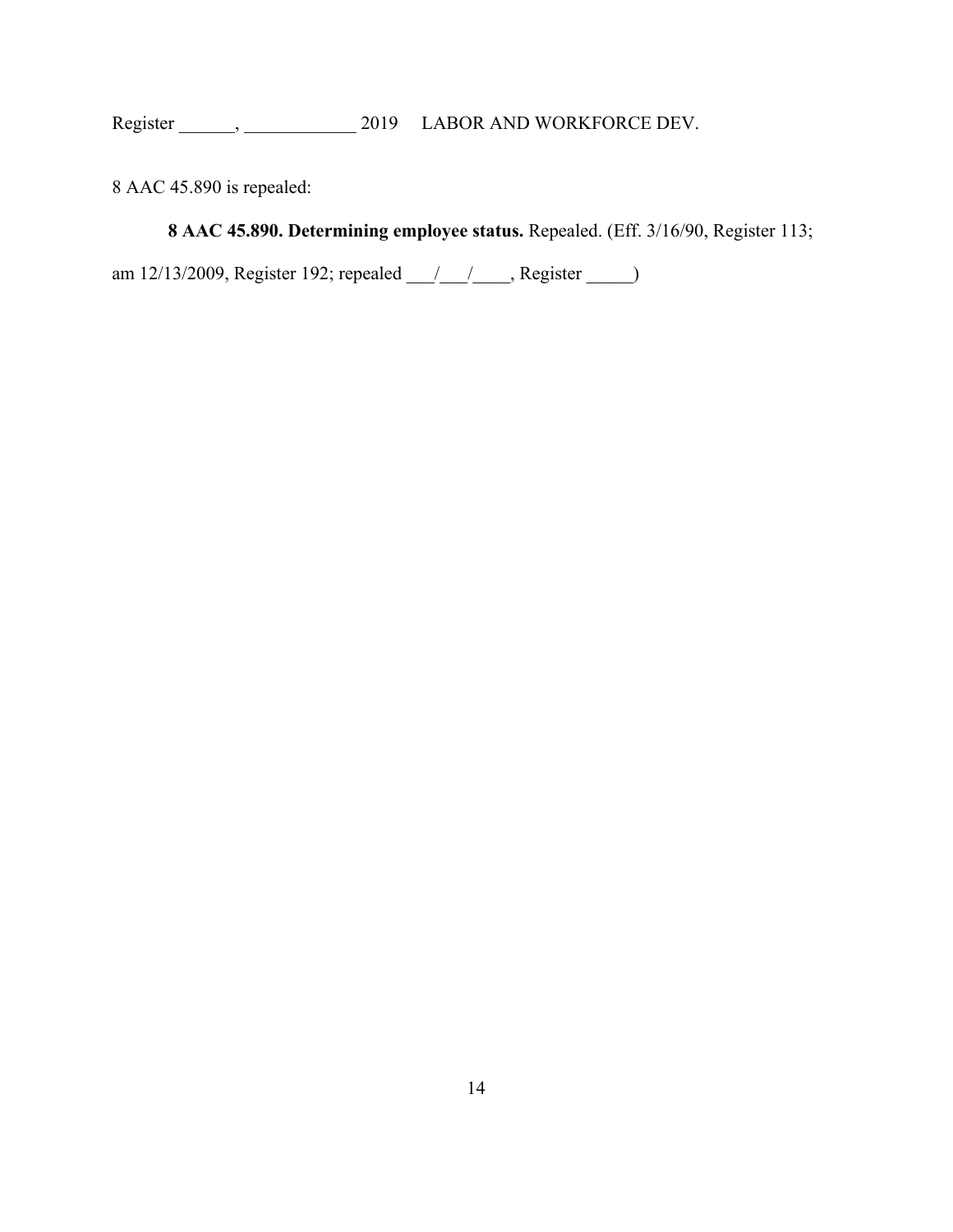8 AAC 45.890 is repealed:

**8 AAC 45.890. Determining employee status.** Repealed. (Eff. 3/16/90, Register 113; am 12/13/2009, Register 192; repealed ___/___/____, Register _____)